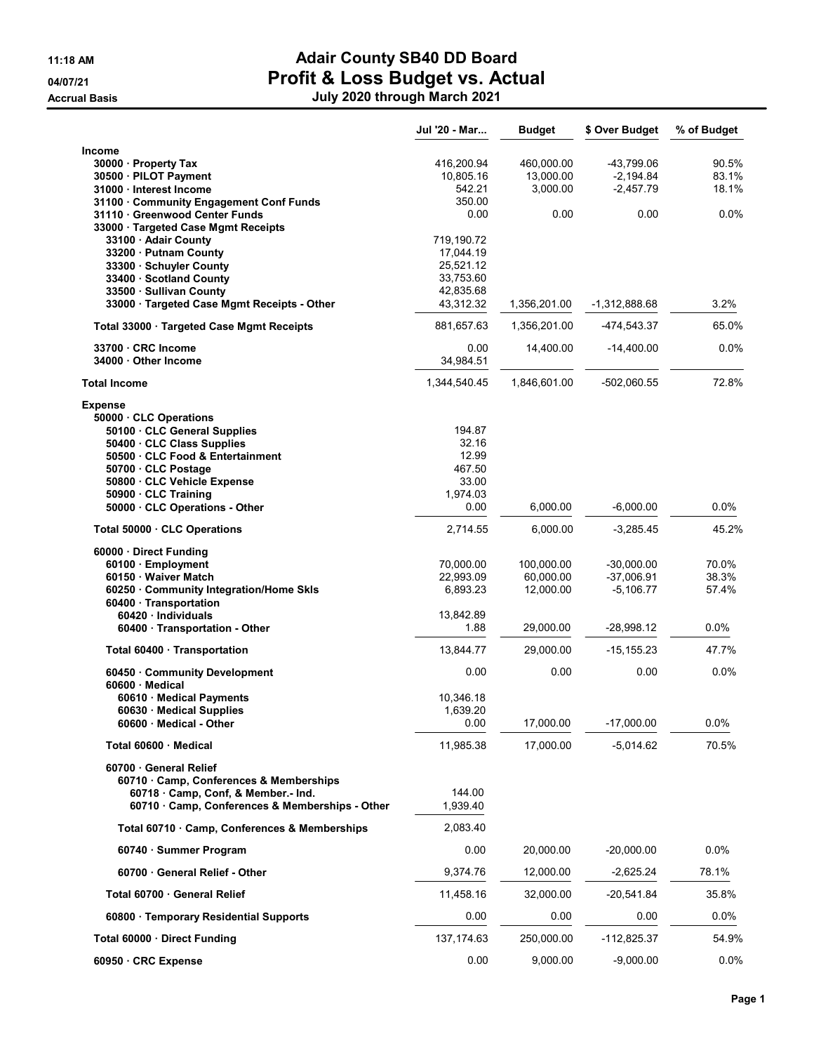# Adair County SB40 DD Board

## Profit & Loss Budget vs. Actual

### July 2020 through March 2021

11:18 AM
04/07/21
Accrual Basis

| | Jul '20 - Mar... | Budget | $ Over Budget | % of Budget |
|---|---|---|---|---|
| **Income** | | | | |
| 30000 · Property Tax | 416,200.94 | 460,000.00 | -43,799.06 | 90.5% |
| 30500 · PILOT Payment | 10,805.16 | 13,000.00 | -2,194.84 | 83.1% |
| 31000 · Interest Income | 542.21 | 3,000.00 | -2,457.79 | 18.1% |
| 31100 · Community Engagement Conf Funds | 350.00 | | | |
| 31110 · Greenwood Center Funds | 0.00 | 0.00 | 0.00 | 0.0% |
| 33000 · Targeted Case Mgmt Receipts | | | | |
| 33100 · Adair County | 719,190.72 | | | |
| 33200 · Putnam County | 17,044.19 | | | |
| 33300 · Schuyler County | 25,521.12 | | | |
| 33400 · Scotland County | 33,753.60 | | | |
| 33500 · Sullivan County | 42,835.68 | | | |
| 33000 · Targeted Case Mgmt Receipts - Other | 43,312.32 | 1,356,201.00 | -1,312,888.68 | 3.2% |
| Total 33000 · Targeted Case Mgmt Receipts | 881,657.63 | 1,356,201.00 | -474,543.37 | 65.0% |
| 33700 · CRC Income | 0.00 | 14,400.00 | -14,400.00 | 0.0% |
| 34000 · Other Income | 34,984.51 | | | |
| **Total Income** | 1,344,540.45 | 1,846,601.00 | -502,060.55 | 72.8% |
| **Expense** | | | | |
| 50000 · CLC Operations | | | | |
| 50100 · CLC General Supplies | 194.87 | | | |
| 50400 · CLC Class Supplies | 32.16 | | | |
| 50500 · CLC Food & Entertainment | 12.99 | | | |
| 50700 · CLC Postage | 467.50 | | | |
| 50800 · CLC Vehicle Expense | 33.00 | | | |
| 50900 · CLC Training | 1,974.03 | | | |
| 50000 · CLC Operations - Other | 0.00 | 6,000.00 | -6,000.00 | 0.0% |
| Total 50000 · CLC Operations | 2,714.55 | 6,000.00 | -3,285.45 | 45.2% |
| 60000 · Direct Funding | | | | |
| 60100 · Employment | 70,000.00 | 100,000.00 | -30,000.00 | 70.0% |
| 60150 · Waiver Match | 22,993.09 | 60,000.00 | -37,006.91 | 38.3% |
| 60250 · Community Integration/Home Skls | 6,893.23 | 12,000.00 | -5,106.77 | 57.4% |
| 60400 · Transportation | | | | |
| 60420 · Individuals | 13,842.89 | | | |
| 60400 · Transportation - Other | 1.88 | 29,000.00 | -28,998.12 | 0.0% |
| Total 60400 · Transportation | 13,844.77 | 29,000.00 | -15,155.23 | 47.7% |
| 60450 · Community Development | 0.00 | 0.00 | 0.00 | 0.0% |
| 60600 · Medical | | | | |
| 60610 · Medical Payments | 10,346.18 | | | |
| 60630 · Medical Supplies | 1,639.20 | | | |
| 60600 · Medical - Other | 0.00 | 17,000.00 | -17,000.00 | 0.0% |
| Total 60600 · Medical | 11,985.38 | 17,000.00 | -5,014.62 | 70.5% |
| 60700 · General Relief | | | | |
| 60710 · Camp, Conferences & Memberships | | | | |
| 60718 · Camp, Conf, & Member.- Ind. | 144.00 | | | |
| 60710 · Camp, Conferences & Memberships - Other | 1,939.40 | | | |
| Total 60710 · Camp, Conferences & Memberships | 2,083.40 | | | |
| 60740 · Summer Program | 0.00 | 20,000.00 | -20,000.00 | 0.0% |
| 60700 · General Relief - Other | 9,374.76 | 12,000.00 | -2,625.24 | 78.1% |
| Total 60700 · General Relief | 11,458.16 | 32,000.00 | -20,541.84 | 35.8% |
| 60800 · Temporary Residential Supports | 0.00 | 0.00 | 0.00 | 0.0% |
| Total 60000 · Direct Funding | 137,174.63 | 250,000.00 | -112,825.37 | 54.9% |
| 60950 · CRC Expense | 0.00 | 9,000.00 | -9,000.00 | 0.0% |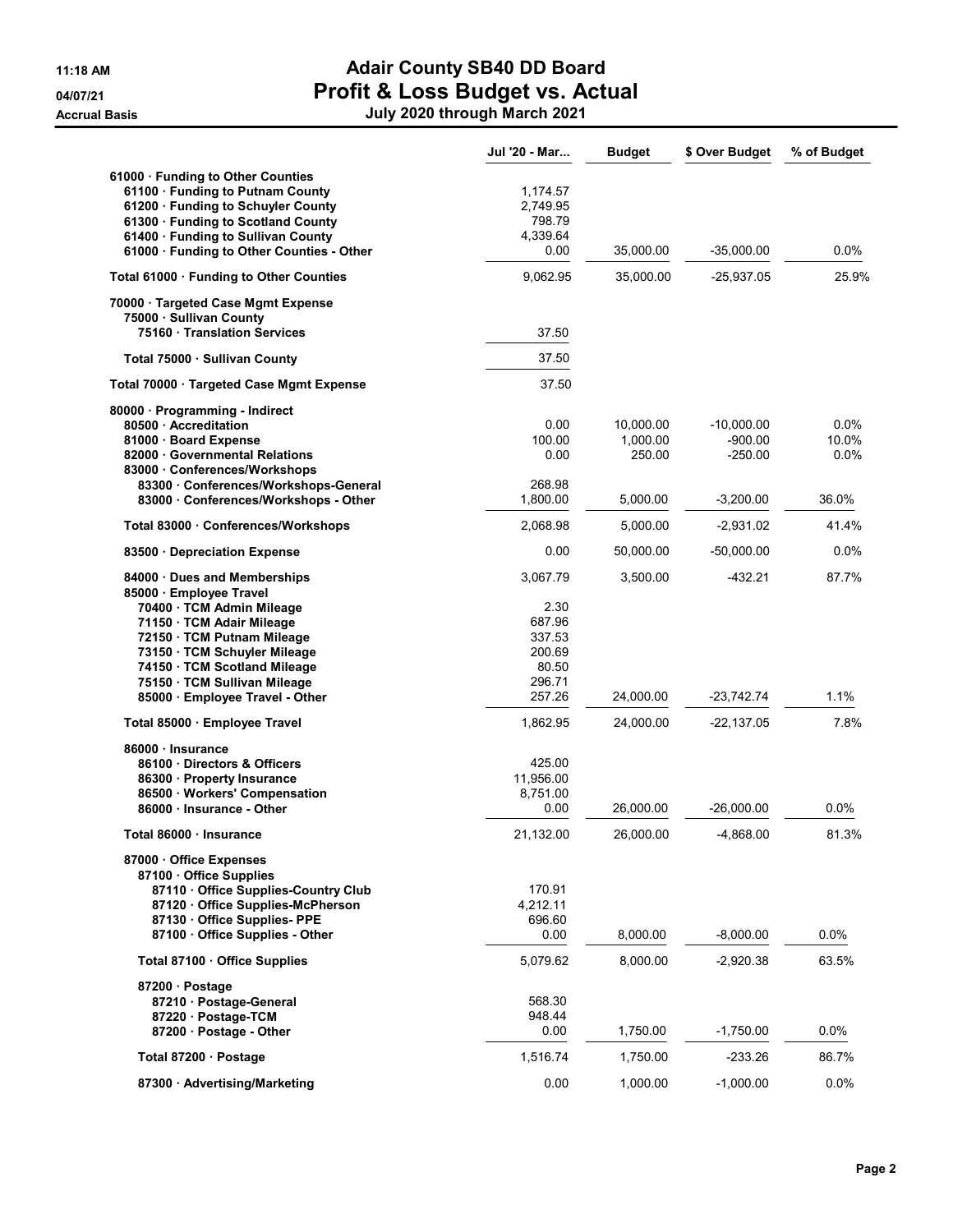# Adair County SB40 DD Board

## Profit & Loss Budget vs. Actual

### July 2020 through March 2021

11:18 AM
04/07/21
Accrual Basis

| | Jul '20 - Mar... | Budget | $ Over Budget | % of Budget |
|---|---|---|---|---|
| 61000 · Funding to Other Counties | | | | |
| 61100 · Funding to Putnam County | 1,174.57 | | | |
| 61200 · Funding to Schuyler County | 2,749.95 | | | |
| 61300 · Funding to Scotland County | 798.79 | | | |
| 61400 · Funding to Sullivan County | 4,339.64 | | | |
| 61000 · Funding to Other Counties - Other | 0.00 | 35,000.00 | -35,000.00 | 0.0% |
| Total 61000 · Funding to Other Counties | 9,062.95 | 35,000.00 | -25,937.05 | 25.9% |
| 70000 · Targeted Case Mgmt Expense | | | | |
| 75000 · Sullivan County | | | | |
| 75160 · Translation Services | 37.50 | | | |
| Total 75000 · Sullivan County | 37.50 | | | |
| Total 70000 · Targeted Case Mgmt Expense | 37.50 | | | |
| 80000 · Programming - Indirect | | | | |
| 80500 · Accreditation | 0.00 | 10,000.00 | -10,000.00 | 0.0% |
| 81000 · Board Expense | 100.00 | 1,000.00 | -900.00 | 10.0% |
| 82000 · Governmental Relations | 0.00 | 250.00 | -250.00 | 0.0% |
| 83000 · Conferences/Workshops | | | | |
| 83300 · Conferences/Workshops-General | 268.98 | | | |
| 83000 · Conferences/Workshops - Other | 1,800.00 | 5,000.00 | -3,200.00 | 36.0% |
| Total 83000 · Conferences/Workshops | 2,068.98 | 5,000.00 | -2,931.02 | 41.4% |
| 83500 · Depreciation Expense | 0.00 | 50,000.00 | -50,000.00 | 0.0% |
| 84000 · Dues and Memberships | 3,067.79 | 3,500.00 | -432.21 | 87.7% |
| 85000 · Employee Travel | | | | |
| 70400 · TCM Admin Mileage | 2.30 | | | |
| 71150 · TCM Adair Mileage | 687.96 | | | |
| 72150 · TCM Putnam Mileage | 337.53 | | | |
| 73150 · TCM Schuyler Mileage | 200.69 | | | |
| 74150 · TCM Scotland Mileage | 80.50 | | | |
| 75150 · TCM Sullivan Mileage | 296.71 | | | |
| 85000 · Employee Travel - Other | 257.26 | 24,000.00 | -23,742.74 | 1.1% |
| Total 85000 · Employee Travel | 1,862.95 | 24,000.00 | -22,137.05 | 7.8% |
| 86000 · Insurance | | | | |
| 86100 · Directors & Officers | 425.00 | | | |
| 86300 · Property Insurance | 11,956.00 | | | |
| 86500 · Workers' Compensation | 8,751.00 | | | |
| 86000 · Insurance - Other | 0.00 | 26,000.00 | -26,000.00 | 0.0% |
| Total 86000 · Insurance | 21,132.00 | 26,000.00 | -4,868.00 | 81.3% |
| 87000 · Office Expenses | | | | |
| 87100 · Office Supplies | | | | |
| 87110 · Office Supplies-Country Club | 170.91 | | | |
| 87120 · Office Supplies-McPherson | 4,212.11 | | | |
| 87130 · Office Supplies- PPE | 696.60 | | | |
| 87100 · Office Supplies - Other | 0.00 | 8,000.00 | -8,000.00 | 0.0% |
| Total 87100 · Office Supplies | 5,079.62 | 8,000.00 | -2,920.38 | 63.5% |
| 87200 · Postage | | | | |
| 87210 · Postage-General | 568.30 | | | |
| 87220 · Postage-TCM | 948.44 | | | |
| 87200 · Postage - Other | 0.00 | 1,750.00 | -1,750.00 | 0.0% |
| Total 87200 · Postage | 1,516.74 | 1,750.00 | -233.26 | 86.7% |
| 87300 · Advertising/Marketing | 0.00 | 1,000.00 | -1,000.00 | 0.0% |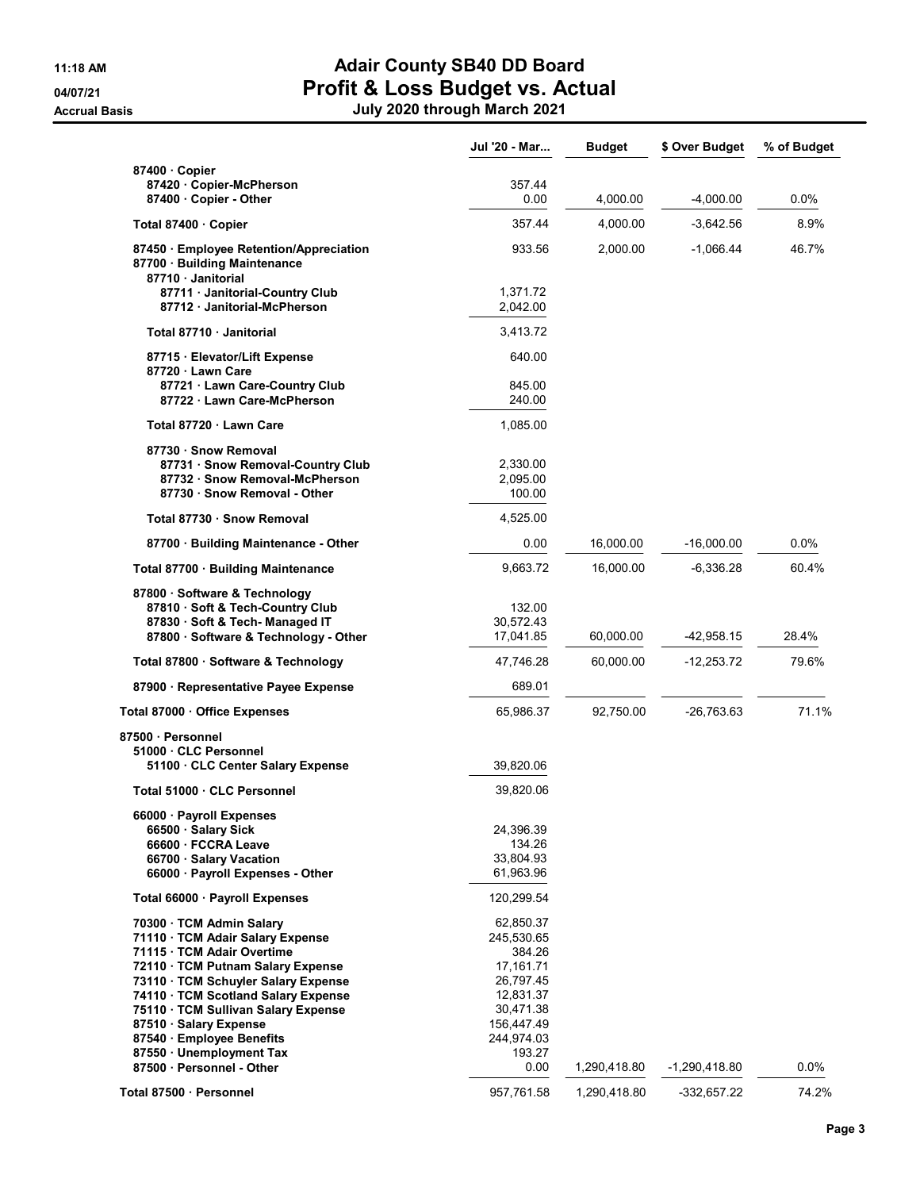**11:18 AM**
**04/07/21**
**Accrual Basis**

# Adair County SB40 DD Board
## Profit & Loss Budget vs. Actual
### July 2020 through March 2021

| | Jul '20 - Mar... | Budget | $ Over Budget | % of Budget |
|---|---|---|---|---|
| 87400 · Copier | | | | |
| 87420 · Copier-McPherson | 357.44 | | | |
| 87400 · Copier - Other | 0.00 | 4,000.00 | -4,000.00 | 0.0% |
| Total 87400 · Copier | 357.44 | 4,000.00 | -3,642.56 | 8.9% |
| 87450 · Employee Retention/Appreciation | 933.56 | 2,000.00 | -1,066.44 | 46.7% |
| 87700 · Building Maintenance | | | | |
| 87710 · Janitorial | | | | |
| 87711 · Janitorial-Country Club | 1,371.72 | | | |
| 87712 · Janitorial-McPherson | 2,042.00 | | | |
| Total 87710 · Janitorial | 3,413.72 | | | |
| 87715 · Elevator/Lift Expense | 640.00 | | | |
| 87720 · Lawn Care | | | | |
| 87721 · Lawn Care-Country Club | 845.00 | | | |
| 87722 · Lawn Care-McPherson | 240.00 | | | |
| Total 87720 · Lawn Care | 1,085.00 | | | |
| 87730 · Snow Removal | | | | |
| 87731 · Snow Removal-Country Club | 2,330.00 | | | |
| 87732 · Snow Removal-McPherson | 2,095.00 | | | |
| 87730 · Snow Removal - Other | 100.00 | | | |
| Total 87730 · Snow Removal | 4,525.00 | | | |
| 87700 · Building Maintenance - Other | 0.00 | 16,000.00 | -16,000.00 | 0.0% |
| Total 87700 · Building Maintenance | 9,663.72 | 16,000.00 | -6,336.28 | 60.4% |
| 87800 · Software & Technology | | | | |
| 87810 · Soft & Tech-Country Club | 132.00 | | | |
| 87830 · Soft & Tech- Managed IT | 30,572.43 | | | |
| 87800 · Software & Technology - Other | 17,041.85 | 60,000.00 | -42,958.15 | 28.4% |
| Total 87800 · Software & Technology | 47,746.28 | 60,000.00 | -12,253.72 | 79.6% |
| 87900 · Representative Payee Expense | 689.01 | | | |
| Total 87000 · Office Expenses | 65,986.37 | 92,750.00 | -26,763.63 | 71.1% |
| 87500 · Personnel | | | | |
| 51000 · CLC Personnel | | | | |
| 51100 · CLC Center Salary Expense | 39,820.06 | | | |
| Total 51000 · CLC Personnel | 39,820.06 | | | |
| 66000 · Payroll Expenses | | | | |
| 66500 · Salary Sick | 24,396.39 | | | |
| 66600 · FCCRA Leave | 134.26 | | | |
| 66700 · Salary Vacation | 33,804.93 | | | |
| 66000 · Payroll Expenses - Other | 61,963.96 | | | |
| Total 66000 · Payroll Expenses | 120,299.54 | | | |
| 70300 · TCM Admin Salary | 62,850.37 | | | |
| 71110 · TCM Adair Salary Expense | 245,530.65 | | | |
| 71115 · TCM Adair Overtime | 384.26 | | | |
| 72110 · TCM Putnam Salary Expense | 17,161.71 | | | |
| 73110 · TCM Schuyler Salary Expense | 26,797.45 | | | |
| 74110 · TCM Scotland Salary Expense | 12,831.37 | | | |
| 75110 · TCM Sullivan Salary Expense | 30,471.38 | | | |
| 87510 · Salary Expense | 156,447.49 | | | |
| 87540 · Employee Benefits | 244,974.03 | | | |
| 87550 · Unemployment Tax | 193.27 | | | |
| 87500 · Personnel - Other | 0.00 | 1,290,418.80 | -1,290,418.80 | 0.0% |
| Total 87500 · Personnel | 957,761.58 | 1,290,418.80 | -332,657.22 | 74.2% |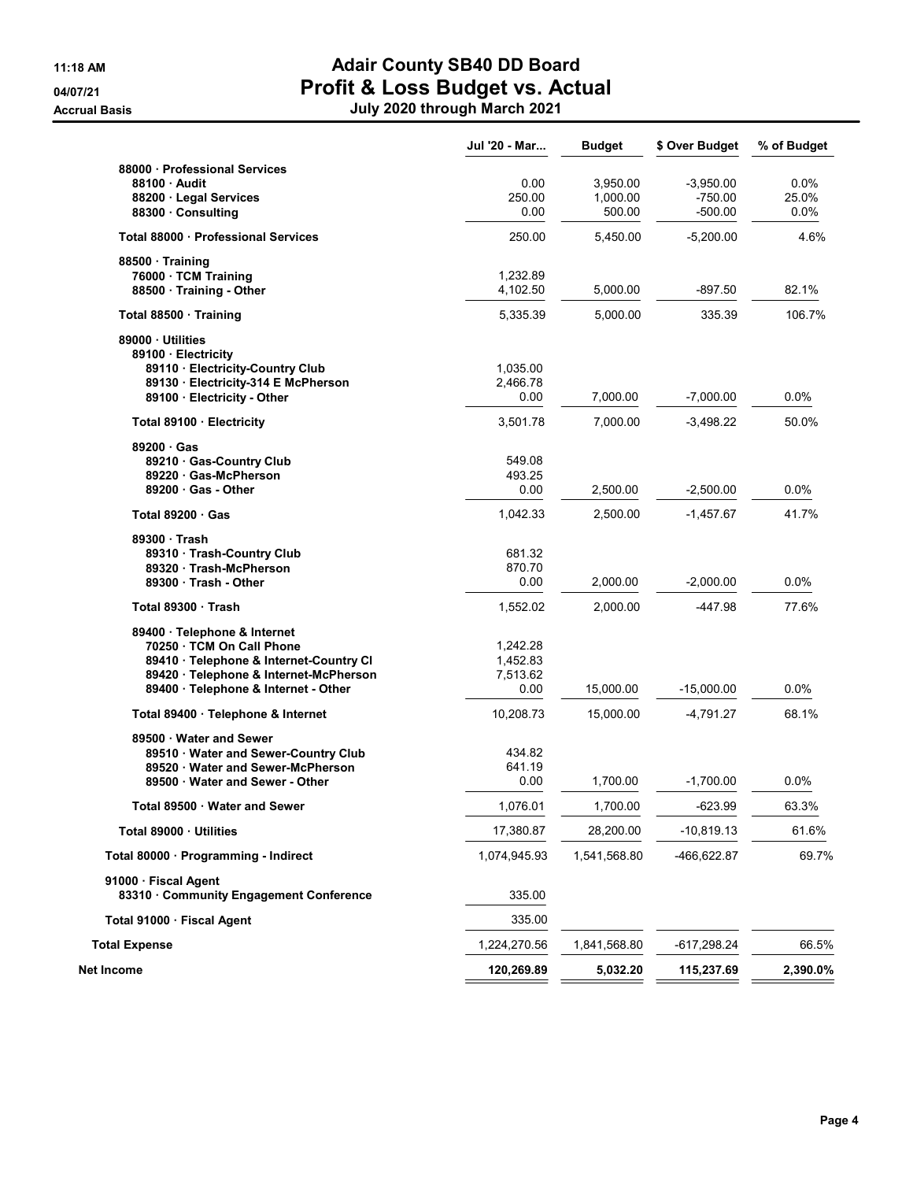# Adair County SB40 DD Board

## Profit & Loss Budget vs. Actual

### July 2020 through March 2021

11:18 AM
04/07/21
Accrual Basis

| | Jul '20 - Mar... | Budget | $ Over Budget | % of Budget |
|---|---|---|---|---|
| 88000 · Professional Services | | | | |
| 88100 · Audit | 0.00 | 3,950.00 | -3,950.00 | 0.0% |
| 88200 · Legal Services | 250.00 | 1,000.00 | -750.00 | 25.0% |
| 88300 · Consulting | 0.00 | 500.00 | -500.00 | 0.0% |
| **Total 88000 · Professional Services** | 250.00 | 5,450.00 | -5,200.00 | 4.6% |
| 88500 · Training | | | | |
| 76000 · TCM Training | 1,232.89 | | | |
| 88500 · Training - Other | 4,102.50 | 5,000.00 | -897.50 | 82.1% |
| **Total 88500 · Training** | 5,335.39 | 5,000.00 | 335.39 | 106.7% |
| 89000 · Utilities | | | | |
| 89100 · Electricity | | | | |
| 89110 · Electricity-Country Club | 1,035.00 | | | |
| 89130 · Electricity-314 E McPherson | 2,466.78 | | | |
| 89100 · Electricity - Other | 0.00 | 7,000.00 | -7,000.00 | 0.0% |
| **Total 89100 · Electricity** | 3,501.78 | 7,000.00 | -3,498.22 | 50.0% |
| 89200 · Gas | | | | |
| 89210 · Gas-Country Club | 549.08 | | | |
| 89220 · Gas-McPherson | 493.25 | | | |
| 89200 · Gas - Other | 0.00 | 2,500.00 | -2,500.00 | 0.0% |
| **Total 89200 · Gas** | 1,042.33 | 2,500.00 | -1,457.67 | 41.7% |
| 89300 · Trash | | | | |
| 89310 · Trash-Country Club | 681.32 | | | |
| 89320 · Trash-McPherson | 870.70 | | | |
| 89300 · Trash - Other | 0.00 | 2,000.00 | -2,000.00 | 0.0% |
| **Total 89300 · Trash** | 1,552.02 | 2,000.00 | -447.98 | 77.6% |
| 89400 · Telephone & Internet | | | | |
| 70250 · TCM On Call Phone | 1,242.28 | | | |
| 89410 · Telephone & Internet-Country Cl | 1,452.83 | | | |
| 89420 · Telephone & Internet-McPherson | 7,513.62 | | | |
| 89400 · Telephone & Internet - Other | 0.00 | 15,000.00 | -15,000.00 | 0.0% |
| **Total 89400 · Telephone & Internet** | 10,208.73 | 15,000.00 | -4,791.27 | 68.1% |
| 89500 · Water and Sewer | | | | |
| 89510 · Water and Sewer-Country Club | 434.82 | | | |
| 89520 · Water and Sewer-McPherson | 641.19 | | | |
| 89500 · Water and Sewer - Other | 0.00 | 1,700.00 | -1,700.00 | 0.0% |
| **Total 89500 · Water and Sewer** | 1,076.01 | 1,700.00 | -623.99 | 63.3% |
| **Total 89000 · Utilities** | 17,380.87 | 28,200.00 | -10,819.13 | 61.6% |
| **Total 80000 · Programming - Indirect** | 1,074,945.93 | 1,541,568.80 | -466,622.87 | 69.7% |
| 91000 · Fiscal Agent | | | | |
| 83310 · Community Engagement Conference | 335.00 | | | |
| **Total 91000 · Fiscal Agent** | 335.00 | | | |
| **Total Expense** | 1,224,270.56 | 1,841,568.80 | -617,298.24 | 66.5% |
| **Net Income** | **120,269.89** | **5,032.20** | **115,237.69** | **2,390.0%** |